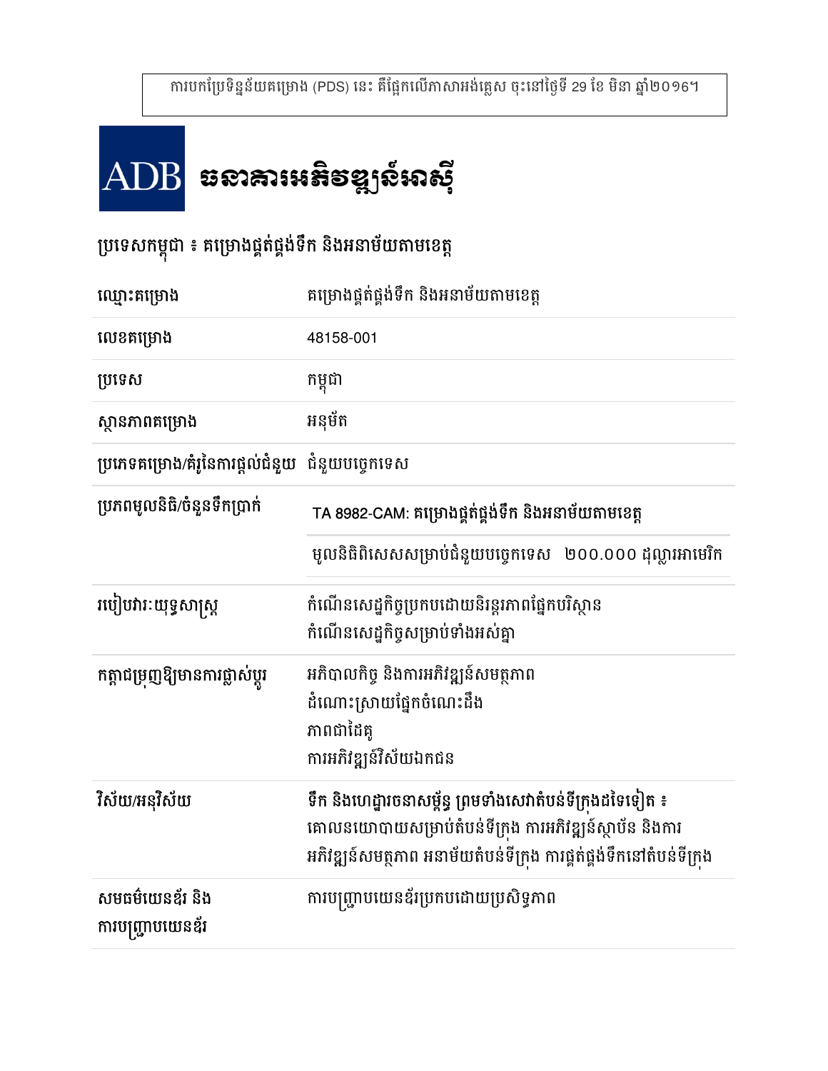ការបកប្រែទិន្នន័យគម្រោង (PDS) នេះ គឺផ្អែកលើភាសាអង់គ្លេស ចុះនៅថ្ងៃទី 29 ខែ មិនា ឆ្នាំ២០១៦។

# ADB ធនាគារអភិវឌ្ឍន៍អាស៊ី

## ប្រទេសកម្ពុជា ៖ គម្រោងផ្គត់ផ្គង់ទឹក និងអនាម័យតាមខេត្ត

| | |
|---|---|
| ឈ្មោះគម្រោង | គម្រោងផ្គត់ផ្គង់ទឹក និងអនាម័យតាមខេត្ត |
| លេខគម្រោង | 48158-001 |
| ប្រទេស | កម្ពុជា |
| ស្ថានភាពគម្រោង | អនុម័ត |
| ប្រភេទគម្រោង/គំរូនៃការផ្តល់ជំនួយ | ជំនួយបច្ចេកទេស |
| ប្រភពមូលនិធិ/ចំនួនទឹកប្រាក់ | TA 8982-CAM: គម្រោងផ្គត់ផ្គង់ទឹក និងអនាម័យតាមខេត្ត<br>មូលនិធិពិសេសសម្រាប់ជំនួយបច្ចេកទេស ២០០.០០០ ដុល្លារអាមេរិក |
| របៀបវារៈយុទ្ធសាស្ត្រ | កំណើនសេដ្ឋកិច្ចប្រកបដោយនិរន្តរភាពផ្នែកបរិស្ថាន<br>កំណើនសេដ្ឋកិច្ចសម្រាប់ទាំងអស់គ្នា |
| កត្តាជម្រុញឱ្យមានការផ្លាស់ប្តូរ | អភិបាលកិច្ច និងការអភិវឌ្ឍន៍សមត្ថភាព<br>ដំណោះស្រាយផ្នែកចំណេះដឹង<br>ភាពជាដៃគូ<br>ការអភិវឌ្ឍន៍វិស័យឯកជន |
| វិស័យ/អនុវិស័យ | ទឹក និងហេដ្ឋារចនាសម្ព័ន្ធ ព្រមទាំងសេវាតំបន់ទីក្រុងដទៃទៀត ៖<br>គោលនយោបាយសម្រាប់តំបន់ទីក្រុង ការអភិវឌ្ឍន៍ស្ថាប័ន និងការអភិវឌ្ឍន៍សមត្ថភាព អនាម័យតំបន់ទីក្រុង ការផ្គត់ផ្គង់ទឹកនៅតំបន់ទីក្រុង |
| សមធម៌យេនឌ័រ និង ការបញ្ជ្រាបយេនឌ័រ | ការបញ្ជ្រាបយេនឌ័រប្រកបដោយប្រសិទ្ធភាព |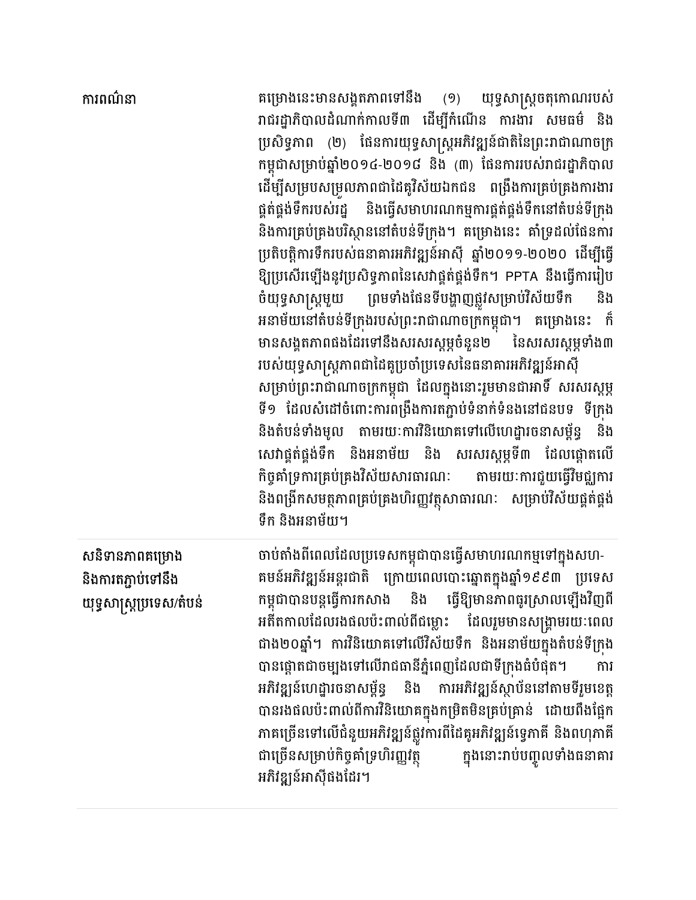| | |
|---|---|
| ការពណ៌នា | គម្រោងនេះមានសង្គតភាពទៅនឹង (១) យុទ្ធសាស្ត្រចតុកោណរបស់រាជរដ្ឋាភិបាលដំណាក់កាលទី៣ ដើម្បីកំណើន ការងារ សមធម៌ និង ប្រសិទ្ធភាព (២) ផែនការយុទ្ធសាស្ត្រអភិវឌ្ឍន៍ជាតិនៃព្រះរាជាណាចក្រកម្ពុជាសម្រាប់ឆ្នាំ២០១៤-២០១៨ និង (៣) ផែនការរបស់រាជរដ្ឋាភិបាលដើម្បីសម្របសម្រួលភាពជាដៃគូវិស័យឯកជន ពង្រឹងការគ្រប់គ្រងការងារផ្គត់ផ្គង់ទឹករបស់រដ្ឋ និងធ្វើសមាហរណកម្មការផ្គត់ផ្គង់ទឹកនៅតំបន់ទីក្រុង និងការគ្រប់គ្រងបរិស្ថាននៅតំបន់ទីក្រុង។ គម្រោងនេះ គាំទ្រដល់ផែនការប្រតិបត្តិការទឹករបស់ធនាគារអភិវឌ្ឍន៍អាស៊ី ឆ្នាំ២០១១-២០២០ ដើម្បីធ្វើឱ្យប្រសើរឡើងនូវប្រសិទ្ធភាពនៃសេវាផ្គត់ផ្គង់ទឹក។ PPTA នឹងធ្វើការរៀបចំយុទ្ធសាស្ត្រមួយ ព្រមទាំងផែនទីបង្ហាញផ្លូវសម្រាប់វិស័យទឹក និងអនាម័យនៅតំបន់ទីក្រុងរបស់ព្រះរាជាណាចក្រកម្ពុជា។ គម្រោងនេះ ក៏មានសង្គតភាពផងដែរទៅនឹងសរសរស្តម្ភចំនួន២ នៃសរសរស្តម្ភទាំង៣ របស់យុទ្ធសាស្ត្រភាពជាដៃគូប្រចាំប្រទេសនៃធនាគារអភិវឌ្ឍន៍អាស៊ី សម្រាប់ព្រះរាជាណាចក្រកម្ពុជា ដែលក្នុងនោះរួមមានជាអាទិ៍ សរសរស្តម្ភទី១ ដែលសំដៅចំពោះការពង្រឹងការតភ្ជាប់ទំនាក់ទំនងនៅជនបទ ទីក្រុង និងតំបន់ទាំងមូល តាមរយៈការវិនិយោគទៅលើហេដ្ឋារចនាសម្ព័ន្ធ និងសេវាផ្គត់ផ្គង់ទឹក និងអនាម័យ និង សរសរស្តម្ភទី៣ ដែលផ្តោតលើកិច្ចគាំទ្រការគ្រប់គ្រងវិស័យសាធារណៈ តាមរយៈការជួយធ្វើវិមជ្ឈការ និងពង្រីកសមត្ថភាពគ្រប់គ្រងហិរញ្ញវត្ថុសាធារណៈ សម្រាប់វិស័យផ្គត់ផ្គង់ទឹក និងអនាម័យ។ |
| សនិទានភាពគម្រោង និងការតភ្ជាប់ទៅនឹង យុទ្ធសាស្ត្រប្រទេស/តំបន់ | ចាប់តាំងពីពេលដែលប្រទេសកម្ពុជាបានធ្វើសមាហរណកម្មទៅក្នុងសហគមន៍អភិវឌ្ឍន៍អន្តរជាតិ ក្រោយពេលបោះឆ្នោតក្នុងឆ្នាំ១៩៩៣ ប្រទេសកម្ពុជាបានបន្តធ្វើការកសាង និង ធ្វើឱ្យមានភាពធូរស្រាលឡើងវិញពីអតីតកាលដែលរងផលប៉ះពាល់ពីជម្លោះ ដែលរួមមានសង្គ្រាមរយៈពេលជាង២០ឆ្នាំ។ ការវិនិយោគទៅលើវិស័យទឹក និងអនាម័យក្នុងតំបន់ទីក្រុងបានផ្តោតជាចម្បងទៅលើរាជធានីភ្នំពេញដែលជាទីក្រុងធំបំផុត។ ការអភិវឌ្ឍន៍ហេដ្ឋារចនាសម្ព័ន្ធ និង ការអភិវឌ្ឍន៍ស្ថាប័ននៅតាមទីរួមខេត្តបានរងផលប៉ះពាល់ពីការវិនិយោគក្នុងកម្រិតមិនគ្រប់គ្រាន់ ដោយពឹងផ្អែកភាគច្រើនទៅលើជំនួយអភិវឌ្ឍន៍ផ្លូវការពីដៃគូអភិវឌ្ឍន៍ទ្វេភាគី និងពហុភាគីជាច្រើនសម្រាប់កិច្ចគាំទ្រហិរញ្ញវត្ថុ ក្នុងនោះរាប់បញ្ចូលទាំងធនាគារអភិវឌ្ឍន៍អាស៊ីផងដែរ។ |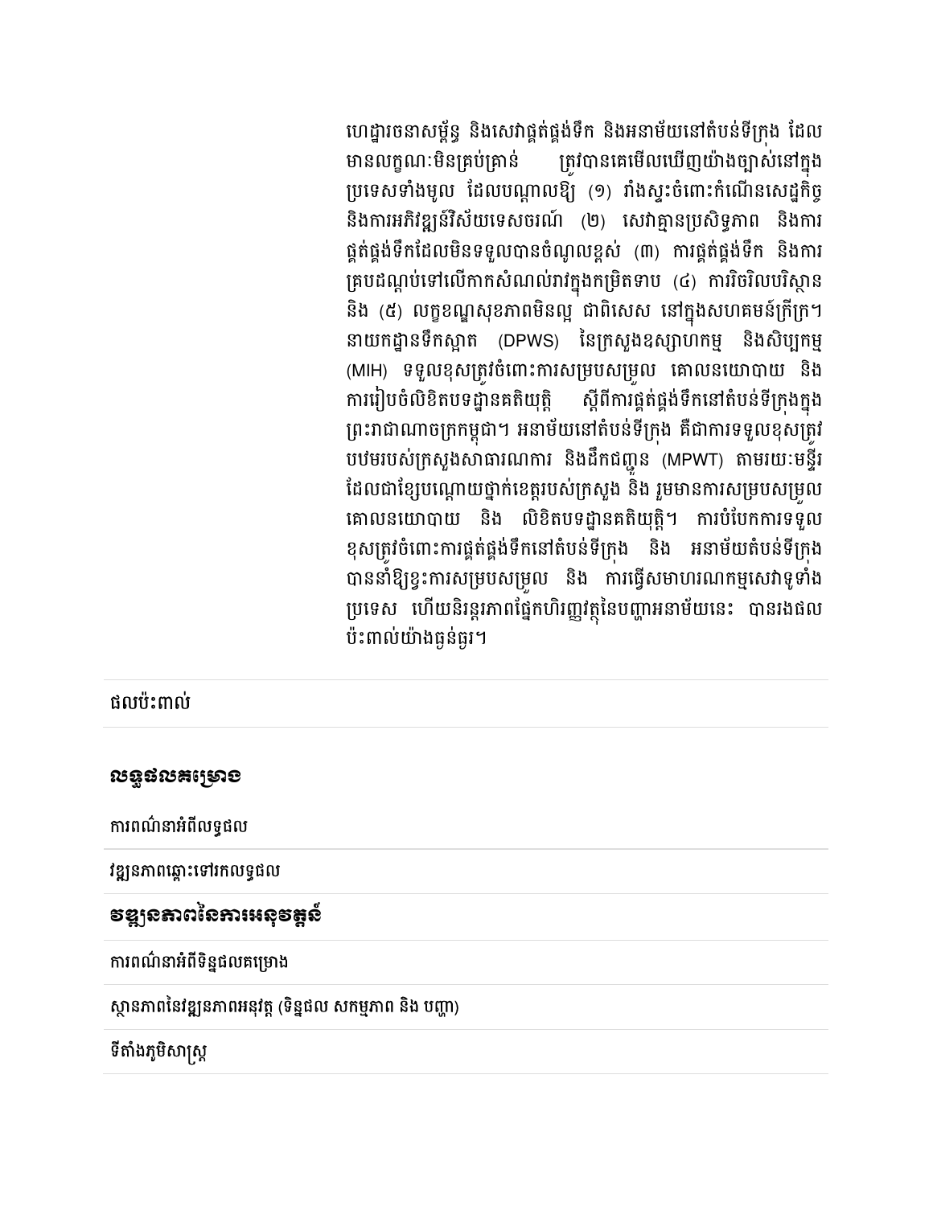ហេដ្ឋារចនាសម្ព័ន្ធ និងសេវាផ្គត់ផ្គង់ទឹក និងអនាម័យនៅតំបន់ទីក្រុង ដែលមានលក្ខណៈមិនគ្រប់គ្រាន់ ត្រូវបានគេមើលឃើញយ៉ាងច្បាស់នៅក្នុងប្រទេសទាំងមូល ដែលបណ្តាលឱ្យ (១) រាំងស្ទះចំពោះកំណើនសេដ្ឋកិច្ច និងការអភិវឌ្ឍន៍វិស័យទេសចរណ៍ (២) សេវាគ្មានប្រសិទ្ធភាព និងការផ្គត់ផ្គង់ទឹកដែលមិនទទួលបានចំណូលខ្ពស់ (៣) ការផ្គត់ផ្គង់ទឹក និងការគ្របដណ្តប់ទៅលើកាកសំណល់រាវក្នុងកម្រិតទាប (៤) ការរិចរិលបរិស្ថាន និង (៥) លក្ខខណ្ឌសុខភាពមិនល្អ ជាពិសេស នៅក្នុងសហគមន៍ក្រីក្រ។ នាយកដ្ឋានទឹកស្អាត (DPWS) នៃក្រសួងឧស្សាហកម្ម និងសិប្បកម្ម (MIH) ទទួលខុសត្រូវចំពោះការសម្របសម្រួល គោលនយោបាយ និងការរៀបចំលិខិតបទដ្ឋានគតិយុត្តិ ស្តីពីការផ្គត់ផ្គង់ទឹកនៅតំបន់ទីក្រុងក្នុងព្រះរាជាណាចក្រកម្ពុជា។ អនាម័យនៅតំបន់ទីក្រុង គឺជាការទទួលខុសត្រូវបឋមរបស់ក្រសួងសាធារណការ និងដឹកជញ្ជូន (MPWT) តាមរយៈមន្ទីរដែលជាខ្សែបណ្តោយថ្នាក់ខេត្តរបស់ក្រសួង និង រួមមានការសម្របសម្រួលគោលនយោបាយ និង លិខិតបទដ្ឋានគតិយុត្តិ។ ការបំបែកការទទួលខុសត្រូវចំពោះការផ្គត់ផ្គង់ទឹកនៅតំបន់ទីក្រុង និង អនាម័យតំបន់ទីក្រុង បាននាំឱ្យខ្វះការសម្របសម្រួល និង ការធ្វើសមាហរណកម្មសេវាទូទាំងប្រទេស ហើយនិរន្តរភាពផ្នែកហិរញ្ញវត្ថុនៃបញ្ហាអនាម័យនេះ បានរងផលប៉ះពាល់យ៉ាងធ្ងន់ធ្ងរ។

ផលប៉ះពាល់

## លទ្ធផលគម្រោង

ការពណ៌នាអំពីលទ្ធផល

វឌ្ឍនភាពឆ្ពោះទៅរកលទ្ធផល

## វឌ្ឍនភាពនៃការអនុវត្តន៍

ការពណ៌នាអំពីទិន្នផលគម្រោង

ស្ថានភាពនៃវឌ្ឍនភាពអនុវត្ត (ទិន្នផល សកម្មភាព និង បញ្ហា)

ទីតាំងភូមិសាស្ត្រ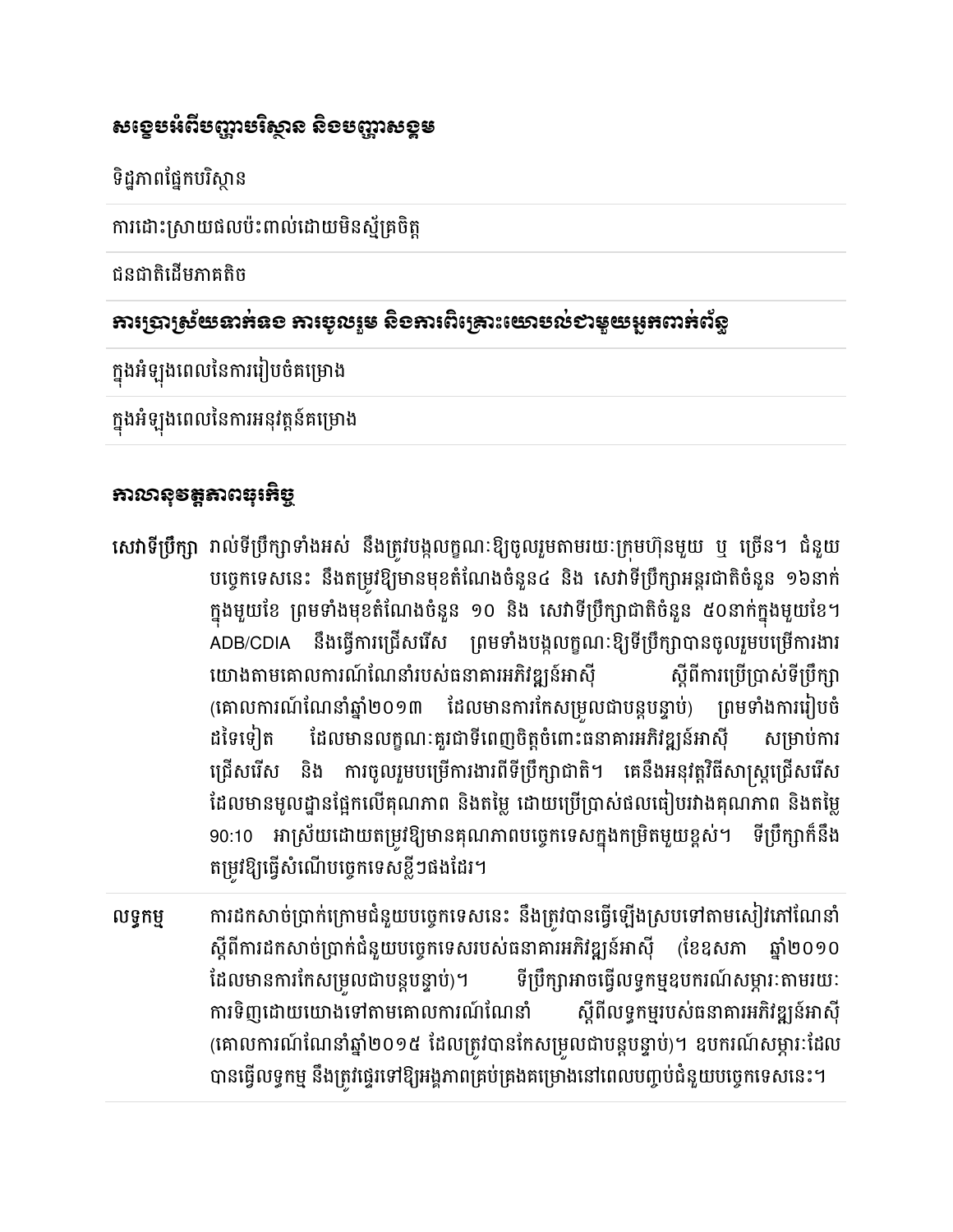### សង្ខេបអំពីបញ្ហាបរិស្ថាន និងបញ្ហាសង្គម

ទិដ្ឋភាពផ្នែកបរិស្ថាន

ការដោះស្រាយផលប៉ះពាល់ដោយមិនស្ម័គ្រចិត្ត

ជនជាតិដើមភាគតិច

### ការប្រាស្រ័យទាក់ទង ការចូលរួម និងការពិគ្រោះយោបល់ជាមួយអ្នកពាក់ព័ន្ធ

ក្នុងអំឡុងពេលនៃការរៀបចំគម្រោង

ក្នុងអំឡុងពេលនៃការអនុវត្តន៍គម្រោង

### ការលទ្ធកម្មទុតិយភូមិ

| | |
|---|---|
| សេវាទីប្រឹក្សា | រាល់ទីប្រឹក្សាទាំងអស់ នឹងត្រូវបង្កលក្ខណៈឱ្យចូលរួមតាមរយៈក្រុមហ៊ុនមួយ ឬ ច្រើន។ ជំនួយបច្ចេកទេសនេះ នឹងតម្រូវឱ្យមានមុខតំណែងចំនួន៤ និង សេវាទីប្រឹក្សាអន្តរជាតិចំនួន ១៦នាក់ក្នុងមួយខែ ព្រមទាំងមុខតំណែងចំនួន ១០ និង សេវាទីប្រឹក្សាជាតិចំនួន ៥០នាក់ក្នុងមួយខែ។ ADB/CDIA នឹងធ្វើការជ្រើសរើស ព្រមទាំងបង្កលក្ខណៈឱ្យទីប្រឹក្សាបានចូលរួមបម្រើការងារ យោងតាមគោលការណ៍ណែនាំរបស់ធនាគារអភិវឌ្ឍន៍អាស៊ី ស្តីពីការប្រើប្រាស់ទីប្រឹក្សា (គោលការណ៍ណែនាំឆ្នាំ២០១៣ ដែលមានការកែសម្រួលជាបន្តបន្ទាប់) ព្រមទាំងការរៀបចំដទៃទៀត ដែលមានលក្ខណៈគួរជាទីពេញចិត្តចំពោះធនាគារអភិវឌ្ឍន៍អាស៊ី សម្រាប់ការជ្រើសរើស និង ការចូលរួមបម្រើការងារពីទីប្រឹក្សាជាតិ។ គេនឹងអនុវត្តវិធីសាស្ត្រជ្រើសរើស ដែលមានមូលដ្ឋានផ្អែកលើគុណភាព និងតម្លៃ ដោយប្រើប្រាស់ផលធៀបរវាងគុណភាព និងតម្លៃ 90:10 អាស្រ័យដោយតម្រូវឱ្យមានគុណភាពបច្ចេកទេសក្នុងកម្រិតមួយខ្ពស់។ ទីប្រឹក្សាក៏នឹងតម្រូវឱ្យធ្វើសំណើបច្ចេកទេសខ្លីៗផងដែរ។ |
| លទ្ធកម្ម | ការដកសាច់ប្រាក់ក្រោមជំនួយបច្ចេកទេសនេះ នឹងត្រូវបានធ្វើឡើងស្របទៅតាមសៀវភៅណែនាំស្តីពីការដកសាច់ប្រាក់ជំនួយបច្ចេកទេសរបស់ធនាគារអភិវឌ្ឍន៍អាស៊ី (ខែឧសភា ឆ្នាំ២០១០ ដែលមានការកែសម្រួលជាបន្តបន្ទាប់)។ ទីប្រឹក្សាអាចធ្វើលទ្ធកម្មឧបករណ៍សម្ភារៈតាមរយៈការទិញដោយយោងទៅតាមគោលការណ៍ណែនាំ ស្តីពីលទ្ធកម្មរបស់ធនាគារអភិវឌ្ឍន៍អាស៊ី (គោលការណ៍ណែនាំឆ្នាំ២០១៥ ដែលត្រូវបានកែសម្រួលជាបន្តបន្ទាប់)។ ឧបករណ៍សម្ភារៈដែលបានធ្វើលទ្ធកម្ម នឹងត្រូវផ្ទេរទៅឱ្យអង្គភាពគ្រប់គ្រងគម្រោងនៅពេលបញ្ចប់ជំនួយបច្ចេកទេសនេះ។ |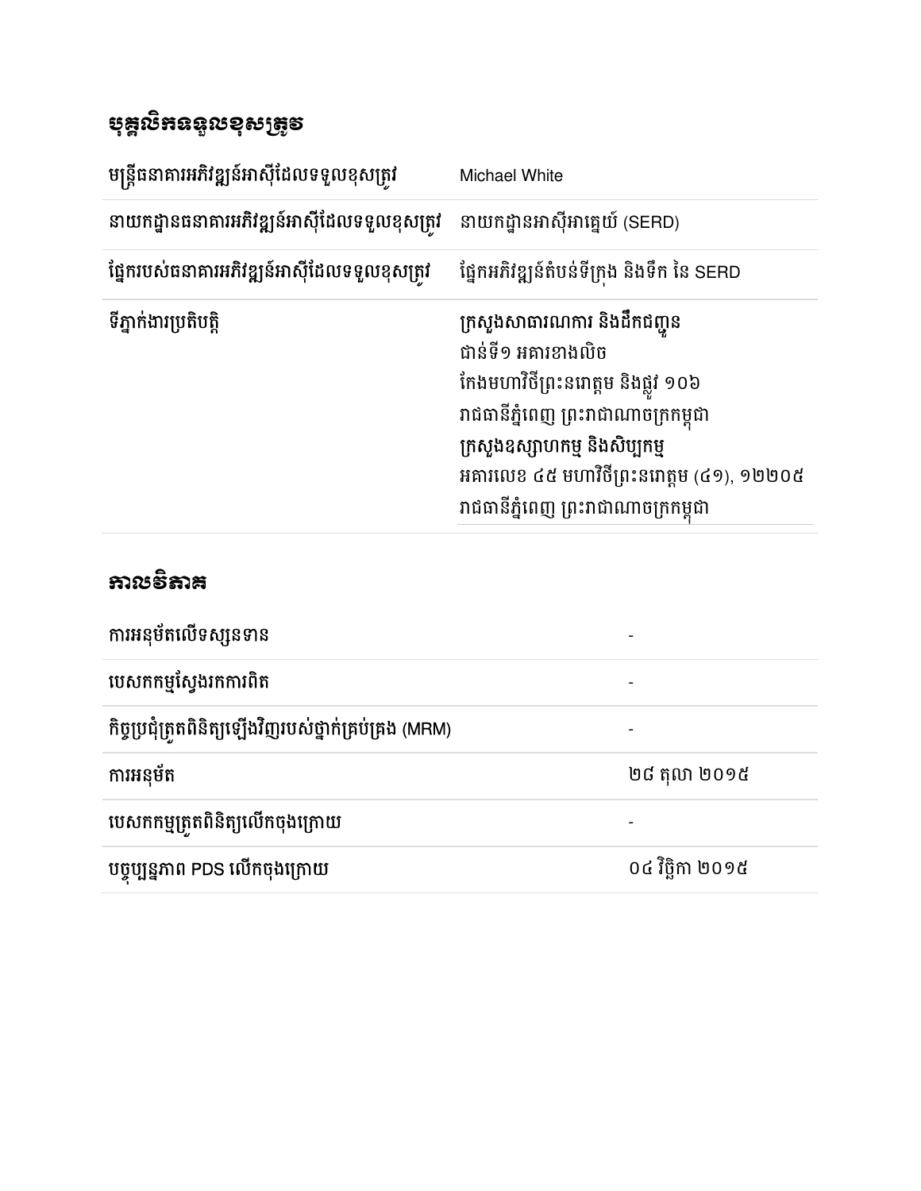## បុគ្គលិកទទួលខុសត្រូវ

| | |
|---|---|
| មន្ត្រីធនាគារអភិវឌ្ឍន៍អាស៊ីដែលទទួលខុសត្រូវ | Michael White |
| នាយកដ្ឋានធនាគារអភិវឌ្ឍន៍អាស៊ីដែលទទួលខុសត្រូវ | នាយកដ្ឋានអាស៊ីអាគ្នេយ៍ (SERD) |
| ផ្នែករបស់ធនាគារអភិវឌ្ឍន៍អាស៊ីដែលទទួលខុសត្រូវ | ផ្នែកអភិវឌ្ឍន៍តំបន់ទីក្រុង និងទឹក នៃ SERD |
| ទីភ្នាក់ងារប្រតិបត្តិ | ក្រសួងសាធារណការ និងដឹកជញ្ជូន<br>ជាន់ទី១ អគារខាងលិច<br>កែងមហាវិថីព្រះនរោត្តម និងផ្លូវ ១០៦<br>រាជធានីភ្នំពេញ ព្រះរាជាណាចក្រកម្ពុជា<br>ក្រសួងឧស្សាហកម្ម និងសិប្បកម្ម<br>អគារលេខ ៤៥ មហាវិថីព្រះនរោត្តម (៤១), ១២២០៥<br>រាជធានីភ្នំពេញ ព្រះរាជាណាចក្រកម្ពុជា |

## កាលវិភាគ

| | |
|---|---|
| ការអនុម័តលើទស្សនទាន | - |
| បេសកកម្មស្វែងរកការពិត | - |
| កិច្ចប្រជុំត្រួតពិនិត្យឡើងវិញរបស់ថ្នាក់គ្រប់គ្រង (MRM) | - |
| ការអនុម័ត | ២៨ តុលា ២០១៥ |
| បេសកកម្មត្រួតពិនិត្យលើកចុងក្រោយ | - |
| បច្ចុប្បន្នភាព PDS លើកចុងក្រោយ | ០៤ វិច្ឆិកា ២០១៥ |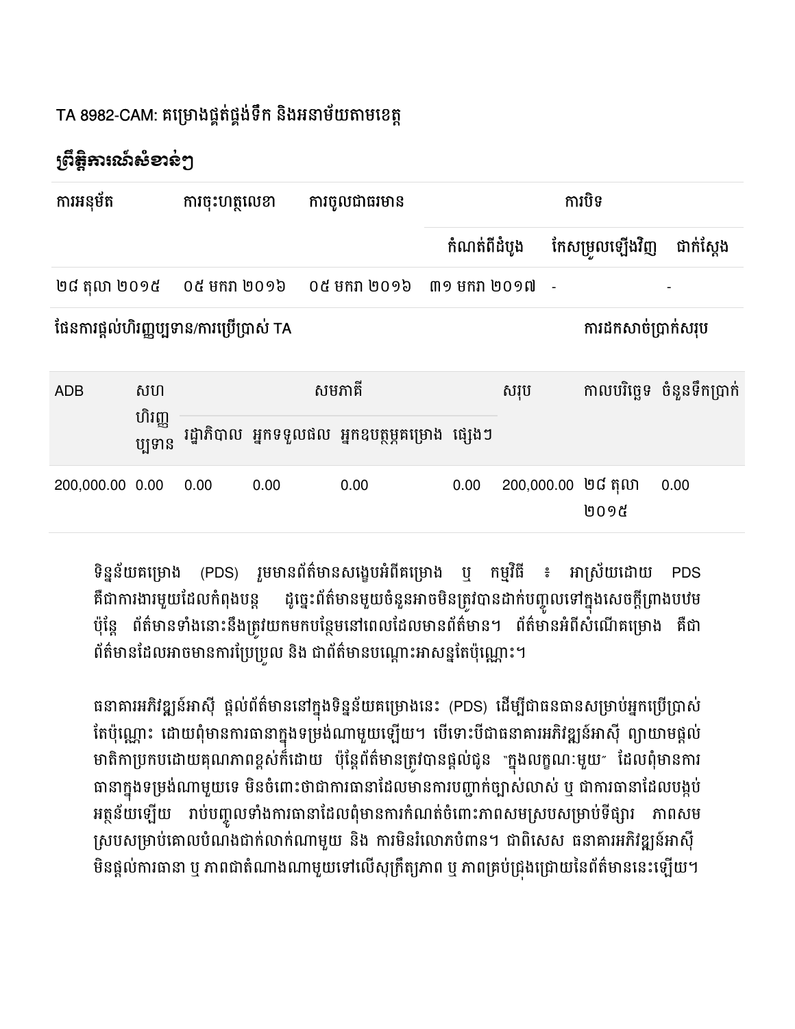TA 8982-CAM: គម្រោងផ្គត់ផ្គង់ទឹក និងអនាម័យតាមខេត្ត

### ព្រឹត្តិការណ៍សំខាន់ៗ

| ការអនុម័ត | ការចុះហត្ថលេខា | ការចូលជាធរមាន | ការបិទ | | |
|---|---|---|---|---|---|
| | | | កំណត់ពីដំបូង | កែសម្រួលឡើងវិញ | ជាក់ស្តែង |
| ២៨ តុលា ២០១៥ | ០៥ មករា ២០១៦ | ០៥ មករា ២០១៦ | ៣១ មករា ២០១៧ | - | - |

| ផែនការផ្តល់ហិរញ្ញប្បទាន/ការប្រើប្រាស់ TA | | | | | | | ការដកសាច់ប្រាក់សរុប | |
|---|---|---|---|---|---|---|---|---|
| ADB | សហហិរញ្ញប្បទាន | សមភាគី | | | | សរុប | កាលបរិច្ឆេទ | ចំនួនទឹកប្រាក់ |
| | | រដ្ឋាភិបាល | អ្នកទទួលផល | អ្នកឧបត្ថម្ភគម្រោង | ផ្សេងៗ | | | |
| 200,000.00 | 0.00 | 0.00 | 0.00 | 0.00 | 0.00 | 200,000.00 | ២៨ តុលា ២០១៥ | 0.00 |

ទិន្នន័យគម្រោង (PDS) រួមមានព័ត៌មានសង្ខេបអំពីគម្រោង ឬ កម្មវិធី ៖ អាស្រ័យដោយ PDS គឺជាការងារមួយដែលកំពុងបន្ត ដូច្នេះព័ត៌មានមួយចំនួនអាចមិនត្រូវបានដាក់បញ្ចូលទៅក្នុងសេចក្តីព្រាងបឋម ប៉ុន្តែ ព័ត៌មានទាំងនោះនឹងត្រូវយកមកបន្ថែមនៅពេលដែលមានព័ត៌មាន។ ព័ត៌មានអំពីសំណើគម្រោង គឺជាព័ត៌មានដែលអាចមានការប្រែប្រួល និង ជាព័ត៌មានបណ្តោះអាសន្នតែប៉ុណ្ណោះ។

ធនាគារអភិវឌ្ឍន៍អាស៊ី ផ្តល់ព័ត៌មាននៅក្នុងទិន្នន័យគម្រោងនេះ (PDS) ដើម្បីជាធនធានសម្រាប់អ្នកប្រើប្រាស់តែប៉ុណ្ណោះ ដោយពុំមានការធានាក្នុងទម្រង់ណាមួយឡើយ។ បើទោះបីជាធនាគារអភិវឌ្ឍន៍អាស៊ី ព្យាយាមផ្តល់មាតិកាប្រកបដោយគុណភាពខ្ពស់ក៏ដោយ ប៉ុន្តែព័ត៌មានត្រូវបានផ្តល់ជូន "ក្នុងលក្ខណៈមួយ" ដែលពុំមានការធានាក្នុងទម្រង់ណាមួយទេ មិនចំពោះថាជាការធានាដែលមានការបញ្ជាក់ច្បាស់លាស់ ឬ ជាការធានាដែលបង្កប់អត្ថន័យឡើយ រាប់បញ្ចូលទាំងការធានាដែលពុំមានការកំណត់ចំពោះភាពសមស្របសម្រាប់ទីផ្សារ ភាពសមស្របសម្រាប់គោលបំណងជាក់លាក់ណាមួយ និង ការមិនរំលោភបំពាន។ ជាពិសេស ធនាគារអភិវឌ្ឍន៍អាស៊ី មិនផ្តល់ការធានា ឬ ភាពជាតំណាងណាមួយទៅលើសុក្រឹត្យភាព ឬ ភាពគ្រប់ជ្រុងជ្រោយនៃព័ត៌មាននេះឡើយ។